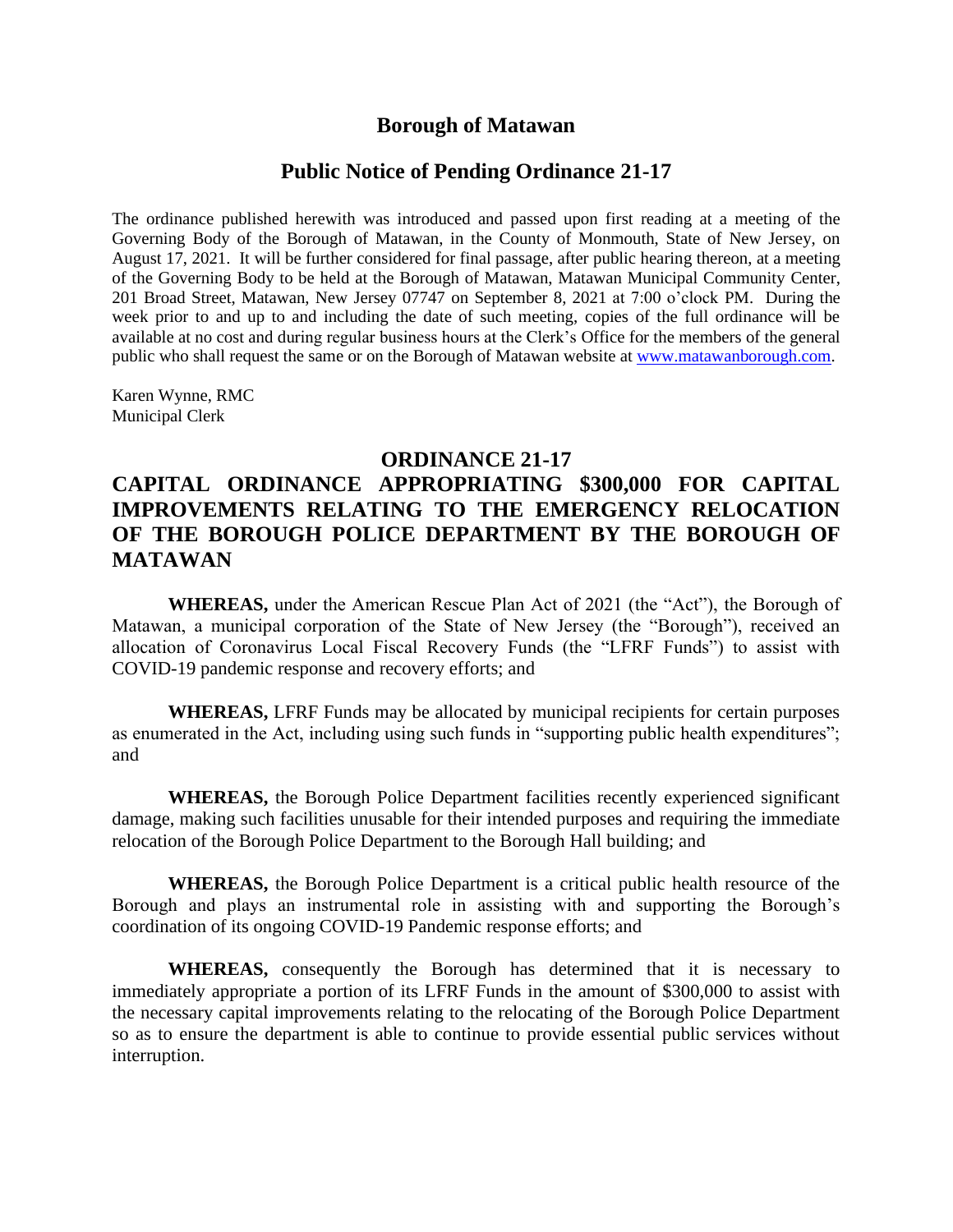# Borough of Matawan

## Public Notice of Pending Ordinance 21-17

The ordinance published herewith was introduced and passed upon first reading at a meeting of the Governing Body of the Borough of Matawan, in the County of Monmouth, State of New Jersey, on August 17, 2021. It will be further considered for final passage, after public hearing thereon, at a meeting of the Governing Body to be held at the Borough of Matawan, Matawan Municipal Community Center, 201 Broad Street, Matawan, New Jersey 07747 on September 8, 2021 at 7:00 o'clock PM. During the week prior to and up to and including the date of such meeting, copies of the full ordinance will be available at no cost and during regular business hours at the Clerk's Office for the members of the general public who shall request the same or on the Borough of Matawan website at [www.matawanborough.com](http://www.matawanborough.com).

Karen Wynne, RMC
Municipal Clerk

## ORDINANCE 21-17

## CAPITAL ORDINANCE APPROPRIATING $300,000 FOR CAPITAL IMPROVEMENTS RELATING TO THE EMERGENCY RELOCATION OF THE BOROUGH POLICE DEPARTMENT BY THE BOROUGH OF MATAWAN

**WHEREAS,** under the American Rescue Plan Act of 2021 (the "Act"), the Borough of Matawan, a municipal corporation of the State of New Jersey (the "Borough"), received an allocation of Coronavirus Local Fiscal Recovery Funds (the "LFRF Funds") to assist with COVID-19 pandemic response and recovery efforts; and

**WHEREAS,** LFRF Funds may be allocated by municipal recipients for certain purposes as enumerated in the Act, including using such funds in "supporting public health expenditures"; and

**WHEREAS,** the Borough Police Department facilities recently experienced significant damage, making such facilities unusable for their intended purposes and requiring the immediate relocation of the Borough Police Department to the Borough Hall building; and

**WHEREAS,** the Borough Police Department is a critical public health resource of the Borough and plays an instrumental role in assisting with and supporting the Borough's coordination of its ongoing COVID-19 Pandemic response efforts; and

**WHEREAS,** consequently the Borough has determined that it is necessary to immediately appropriate a portion of its LFRF Funds in the amount of $300,000 to assist with the necessary capital improvements relating to the relocating of the Borough Police Department so as to ensure the department is able to continue to provide essential public services without interruption.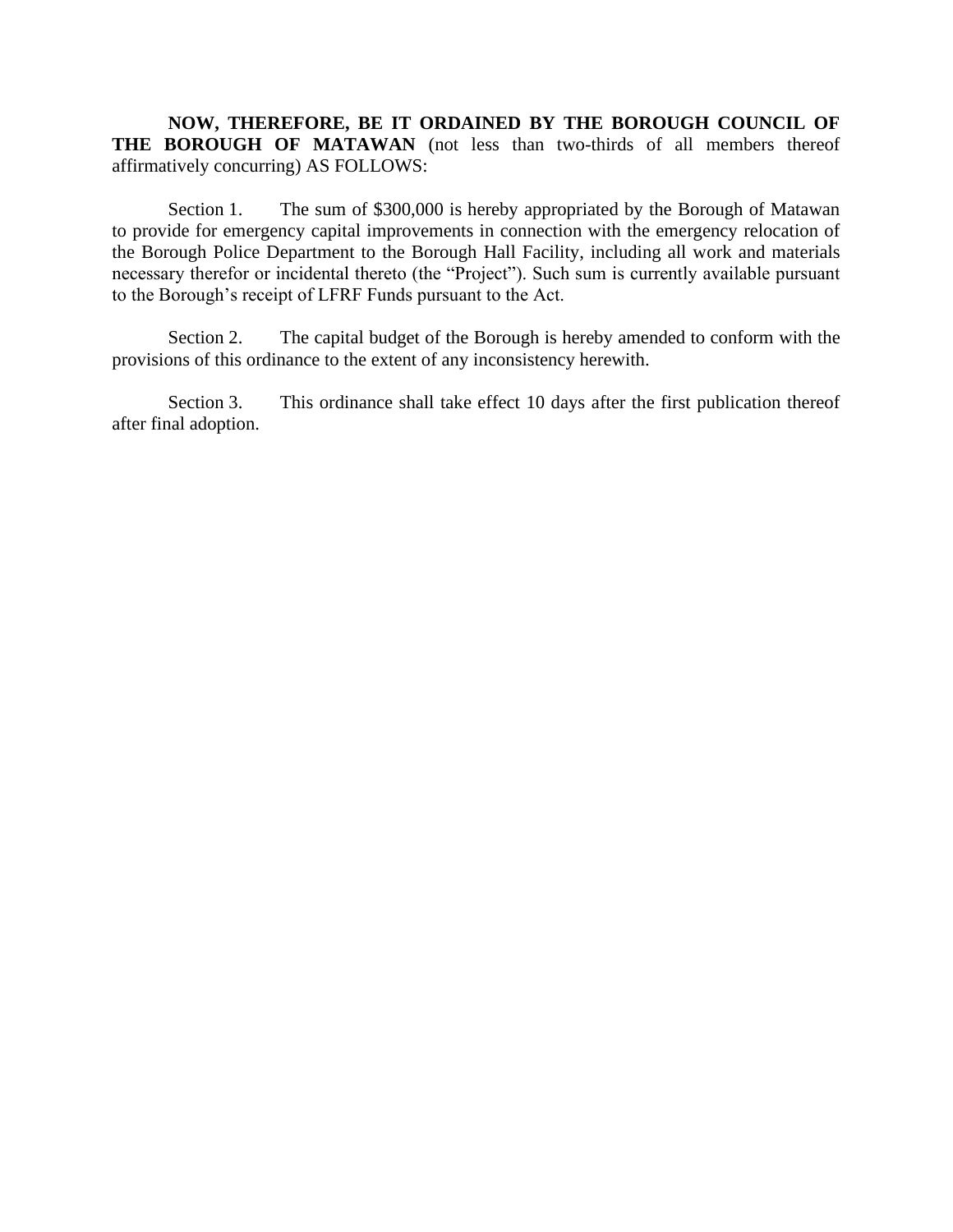**NOW, THEREFORE, BE IT ORDAINED BY THE BOROUGH COUNCIL OF THE BOROUGH OF MATAWAN** (not less than two-thirds of all members thereof affirmatively concurring) AS FOLLOWS:

Section 1. The sum of $300,000 is hereby appropriated by the Borough of Matawan to provide for emergency capital improvements in connection with the emergency relocation of the Borough Police Department to the Borough Hall Facility, including all work and materials necessary therefor or incidental thereto (the "Project"). Such sum is currently available pursuant to the Borough's receipt of LFRF Funds pursuant to the Act.

Section 2. The capital budget of the Borough is hereby amended to conform with the provisions of this ordinance to the extent of any inconsistency herewith.

Section 3. This ordinance shall take effect 10 days after the first publication thereof after final adoption.